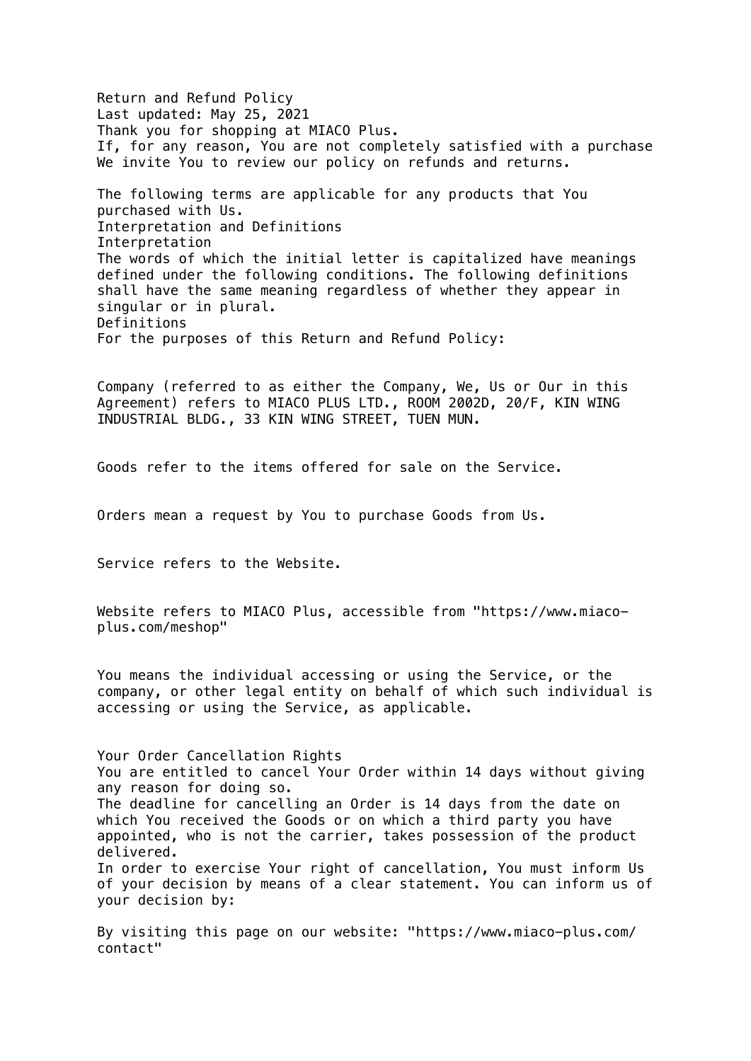# Return and Refund Policy

Last updated: May 25, 2021

Thank you for shopping at MIACO Plus.

If, for any reason, You are not completely satisfied with a purchase We invite You to review our policy on refunds and returns.

The following terms are applicable for any products that You purchased with Us.

## Interpretation and Definitions

### Interpretation

The words of which the initial letter is capitalized have meanings defined under the following conditions. The following definitions shall have the same meaning regardless of whether they appear in singular or in plural.

### Definitions

For the purposes of this Return and Refund Policy:

Company (referred to as either the Company, We, Us or Our in this Agreement) refers to MIACO PLUS LTD., ROOM 2002D, 20/F, KIN WING INDUSTRIAL BLDG., 33 KIN WING STREET, TUEN MUN.

Goods refer to the items offered for sale on the Service.

Orders mean a request by You to purchase Goods from Us.

Service refers to the Website.

Website refers to MIACO Plus, accessible from "https://www.miaco-plus.com/meshop"

You means the individual accessing or using the Service, or the company, or other legal entity on behalf of which such individual is accessing or using the Service, as applicable.

## Your Order Cancellation Rights

You are entitled to cancel Your Order within 14 days without giving any reason for doing so.

The deadline for cancelling an Order is 14 days from the date on which You received the Goods or on which a third party you have appointed, who is not the carrier, takes possession of the product delivered.

In order to exercise Your right of cancellation, You must inform Us of your decision by means of a clear statement. You can inform us of your decision by:

By visiting this page on our website: "https://www.miaco-plus.com/contact"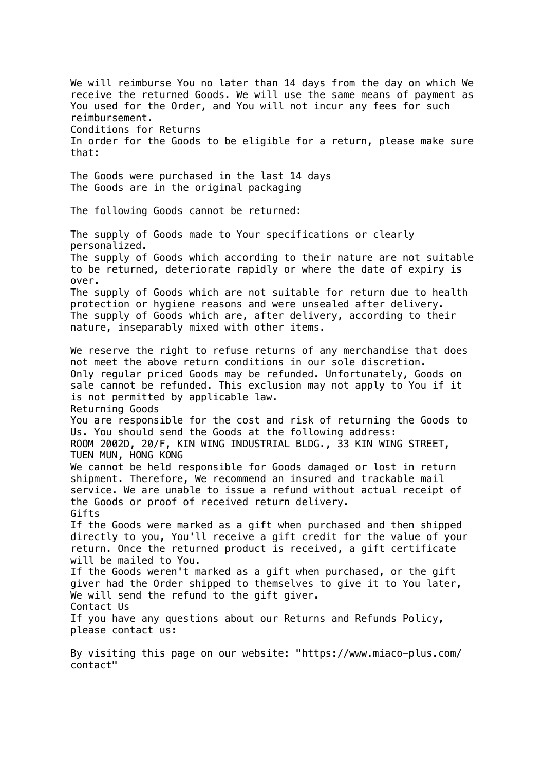We will reimburse You no later than 14 days from the day on which We receive the returned Goods. We will use the same means of payment as You used for the Order, and You will not incur any fees for such reimbursement.

## Conditions for Returns

In order for the Goods to be eligible for a return, please make sure that:

- The Goods were purchased in the last 14 days
- The Goods are in the original packaging

The following Goods cannot be returned:

- The supply of Goods made to Your specifications or clearly personalized.
- The supply of Goods which according to their nature are not suitable to be returned, deteriorate rapidly or where the date of expiry is over.
- The supply of Goods which are not suitable for return due to health protection or hygiene reasons and were unsealed after delivery.
- The supply of Goods which are, after delivery, according to their nature, inseparably mixed with other items.

We reserve the right to refuse returns of any merchandise that does not meet the above return conditions in our sole discretion.

Only regular priced Goods may be refunded. Unfortunately, Goods on sale cannot be refunded. This exclusion may not apply to You if it is not permitted by applicable law.

## Returning Goods

You are responsible for the cost and risk of returning the Goods to Us. You should send the Goods at the following address:

ROOM 2002D, 20/F, KIN WING INDUSTRIAL BLDG., 33 KIN WING STREET, TUEN MUN, HONG KONG

We cannot be held responsible for Goods damaged or lost in return shipment. Therefore, We recommend an insured and trackable mail service. We are unable to issue a refund without actual receipt of the Goods or proof of received return delivery.

## Gifts

If the Goods were marked as a gift when purchased and then shipped directly to you, You'll receive a gift credit for the value of your return. Once the returned product is received, a gift certificate will be mailed to You.

If the Goods weren't marked as a gift when purchased, or the gift giver had the Order shipped to themselves to give it to You later, We will send the refund to the gift giver.

## Contact Us

If you have any questions about our Returns and Refunds Policy, please contact us:

By visiting this page on our website: "https://www.miaco-plus.com/contact"